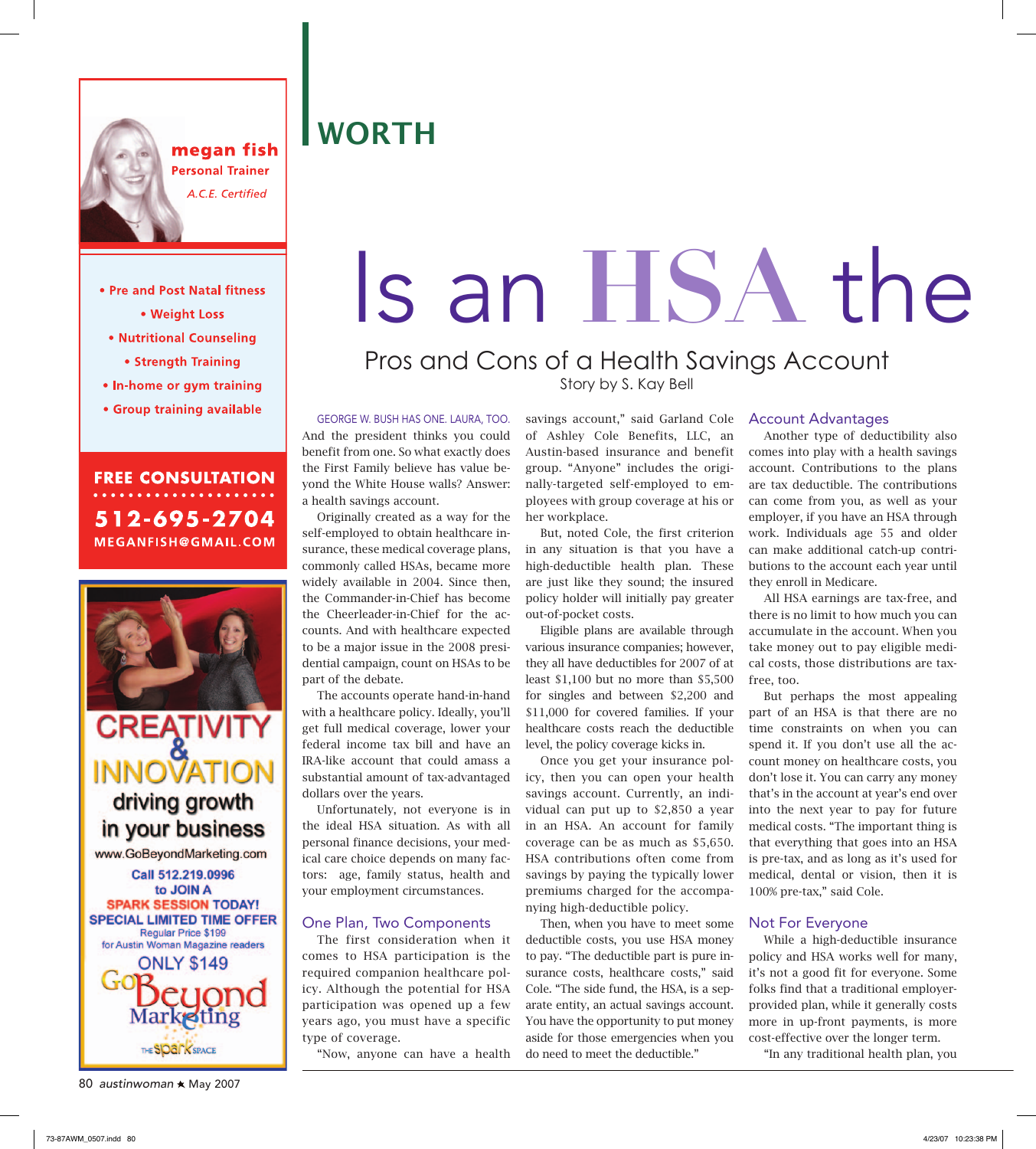# WORTH

# Is an HSA the

## Pros and Cons of a Health Savings Account

Story by S. Kay Bell

GEORGE W. BUSH HAS ONE. LAURA, TOO. And the president thinks you could benefit from one. So what exactly does the First Family believe has value beyond the White House walls? Answer: a health savings account.

Originally created as a way for the self-employed to obtain healthcare insurance, these medical coverage plans, commonly called HSAs, became more widely available in 2004. Since then, the Commander-in-Chief has become the Cheerleader-in-Chief for the accounts. And with healthcare expected to be a major issue in the 2008 presidential campaign, count on HSAs to be part of the debate.

The accounts operate hand-in-hand with a healthcare policy. Ideally, you'll get full medical coverage, lower your federal income tax bill and have an IRA-like account that could amass a substantial amount of tax-advantaged dollars over the years.

Unfortunately, not everyone is in the ideal HSA situation. As with all personal finance decisions, your medical care choice depends on many factors: age, family status, health and your employment circumstances.

### One Plan, Two Components

The first consideration when it comes to HSA participation is the required companion healthcare policy. Although the potential for HSA participation was opened up a few years ago, you must have a specific type of coverage.

"Now, anyone can have a health savings account," said Garland Cole of Ashley Cole Benefits, LLC, an Austin-based insurance and benefit group. "Anyone" includes the originally-targeted self-employed to employees with group coverage at his or her workplace.

But, noted Cole, the first criterion in any situation is that you have a high-deductible health plan. These are just like they sound; the insured policy holder will initially pay greater out-of-pocket costs.

Eligible plans are available through various insurance companies; however, they all have deductibles for 2007 of at least $1,100 but no more than $5,500 for singles and between $2,200 and $11,000 for covered families. If your healthcare costs reach the deductible level, the policy coverage kicks in.

Once you get your insurance policy, then you can open your health savings account. Currently, an individual can put up to $2,850 a year in an HSA. An account for family coverage can be as much as $5,650. HSA contributions often come from savings by paying the typically lower premiums charged for the accompanying high-deductible policy.

Then, when you have to meet some deductible costs, you use HSA money to pay. "The deductible part is pure insurance costs, healthcare costs," said Cole. "The side fund, the HSA, is a separate entity, an actual savings account. You have the opportunity to put money aside for those emergencies when you do need to meet the deductible."

### Account Advantages

Another type of deductibility also comes into play with a health savings account. Contributions to the plans are tax deductible. The contributions can come from you, as well as your employer, if you have an HSA through work. Individuals age 55 and older can make additional catch-up contributions to the account each year until they enroll in Medicare.

All HSA earnings are tax-free, and there is no limit to how much you can accumulate in the account. When you take money out to pay eligible medical costs, those distributions are tax-free, too.

But perhaps the most appealing part of an HSA is that there are no time constraints on when you can spend it. If you don't use all the account money on healthcare costs, you don't lose it. You can carry any money that's in the account at year's end over into the next year to pay for future medical costs. "The important thing is that everything that goes into an HSA is pre-tax, and as long as it's used for medical, dental or vision, then it is 100% pre-tax," said Cole.

### Not For Everyone

While a high-deductible insurance policy and HSA works well for many, it's not a good fit for everyone. Some folks find that a traditional employer-provided plan, while it generally costs more in up-front payments, is more cost-effective over the longer term.

"In any traditional health plan, you

---

**megan fish**
Personal Trainer
*A.C.E. Certified*

- Pre and Post Natal fitness
- Weight Loss
- Nutritional Counseling
- Strength Training
- In-home or gym training
- Group training available

**FREE CONSULTATION**
**512-695-2704**
**MEGANFISH@GMAIL.COM**

---

**CREATIVITY & INNOVATION**
driving growth in your business
www.GoBeyondMarketing.com
Call 512.219.0996 to JOIN A SPARK SESSION TODAY!
SPECIAL LIMITED TIME OFFER
Regular Price $199 for Austin Woman Magazine readers
ONLY $149
GoBeyond Marketing
THE spark SPACE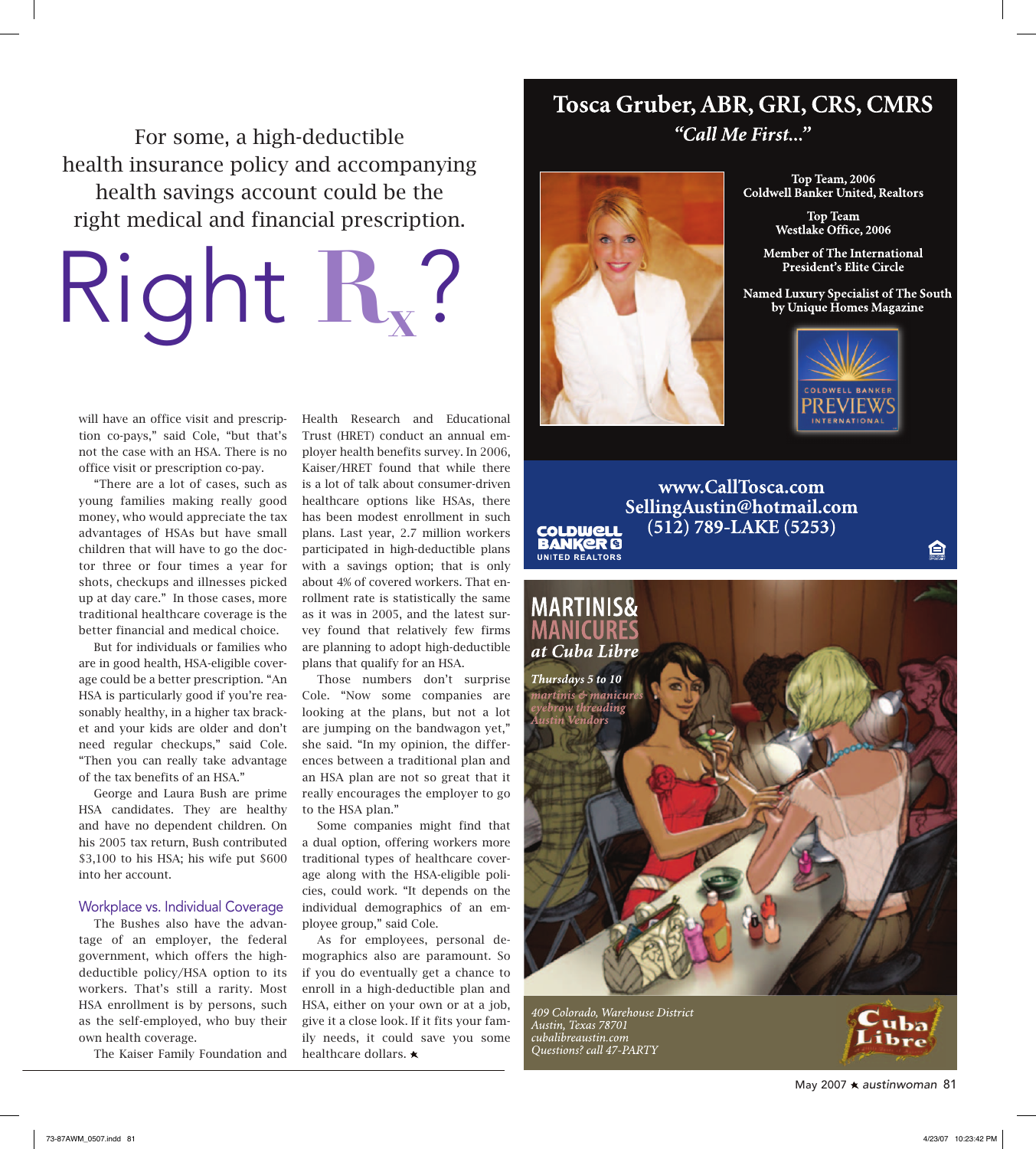For some, a high-deductible health insurance policy and accompanying health savings account could be the right medical and financial prescription.

# Right Rx?

will have an office visit and prescription co-pays," said Cole, "but that's not the case with an HSA. There is no office visit or prescription co-pay.

"There are a lot of cases, such as young families making really good money, who would appreciate the tax advantages of HSAs but have small children that will have to go the doctor three or four times a year for shots, checkups and illnesses picked up at day care." In those cases, more traditional healthcare coverage is the better financial and medical choice.

But for individuals or families who are in good health, HSA-eligible coverage could be a better prescription. "An HSA is particularly good if you're reasonably healthy, in a higher tax bracket and your kids are older and don't need regular checkups," said Cole. "Then you can really take advantage of the tax benefits of an HSA."

George and Laura Bush are prime HSA candidates. They are healthy and have no dependent children. On his 2005 tax return, Bush contributed $3,100 to his HSA; his wife put $600 into her account.

## Workplace vs. Individual Coverage

The Bushes also have the advantage of an employer, the federal government, which offers the high-deductible policy/HSA option to its workers. That's still a rarity. Most HSA enrollment is by persons, such as the self-employed, who buy their own health coverage.

The Kaiser Family Foundation and Health Research and Educational Trust (HRET) conduct an annual employer health benefits survey. In 2006, Kaiser/HRET found that while there is a lot of talk about consumer-driven healthcare options like HSAs, there has been modest enrollment in such plans. Last year, 2.7 million workers participated in high-deductible plans with a savings option; that is only about 4% of covered workers. That enrollment rate is statistically the same as it was in 2005, and the latest survey found that relatively few firms are planning to adopt high-deductible plans that qualify for an HSA.

Those numbers don't surprise Cole. "Now some companies are looking at the plans, but not a lot are jumping on the bandwagon yet," she said. "In my opinion, the differences between a traditional plan and an HSA plan are not so great that it really encourages the employer to go to the HSA plan."

Some companies might find that a dual option, offering workers more traditional types of healthcare coverage along with the HSA-eligible policies, could work. "It depends on the individual demographics of an employee group," said Cole.

As for employees, personal demographics also are paramount. So if you do eventually get a chance to enroll in a high-deductible plan and HSA, either on your own or at a job, give it a close look. If it fits your family needs, it could save you some healthcare dollars. ★

---

**Tosca Gruber, ABR, GRI, CRS, CMRS**

*"Call Me First..."*

Top Team, 2006
Coldwell Banker United, Realtors

Top Team
Westlake Office, 2006

Member of The International President's Elite Circle

Named Luxury Specialist of The South by Unique Homes Magazine

Coldwell Banker Previews International

www.CallTosca.com
SellingAustin@hotmail.com
(512) 789-LAKE (5253)

Coldwell Banker United Realtors

---

**MARTINIS& MANICURES**
*at Cuba Libre*

*Thursdays 5 to 10*
*martinis & manicures*
*eyebrow threading*
*Austin Vendors*

*409 Colorado, Warehouse District*
*Austin, Texas 78701*
*cubalibreaustin.com*
*Questions? call 47-PARTY*

Cuba Libre